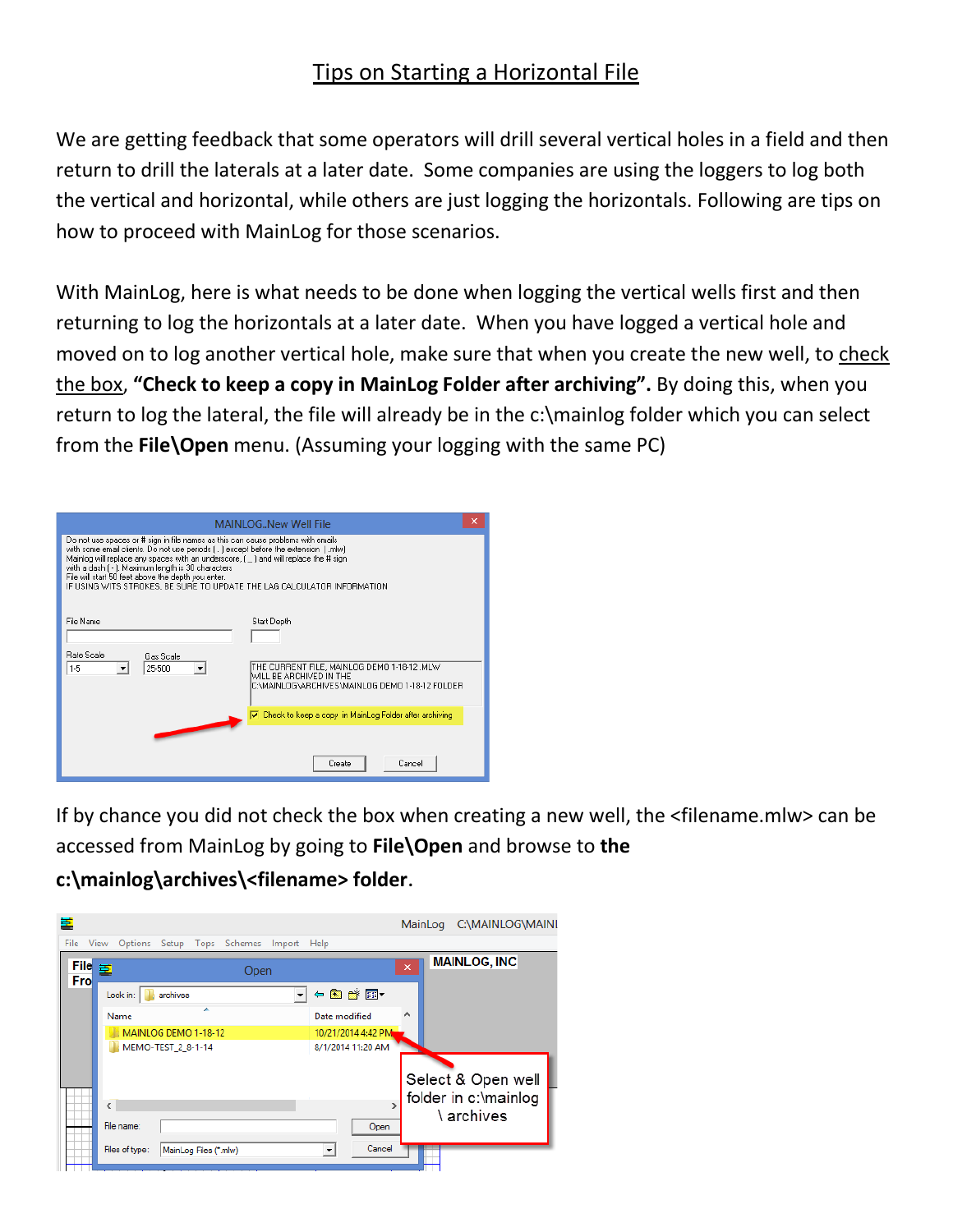# Tips on Starting a Horizontal File

We are getting feedback that some operators will drill several vertical holes in a field and then return to drill the laterals at a later date. Some companies are using the loggers to log both the vertical and horizontal, while others are just logging the horizontals. Following are tips on how to proceed with MainLog for those scenarios.

With MainLog, here is what needs to be done when logging the vertical wells first and then returning to log the horizontals at a later date. When you have logged a vertical hole and moved on to log another vertical hole, make sure that when you create the new well, to check the box, **"Check to keep a copy in MainLog Folder after archiving".** By doing this, when you return to log the lateral, the file will already be in the c:\mainlog folder which you can select from the **File\Open** menu. (Assuming your logging with the same PC)

If by chance you did not check the box when creating a new well, the <filename.mlw> can be accessed from MainLog by going to **File\Open** and browse to **the c:\mainlog\archives\<filename> folder**.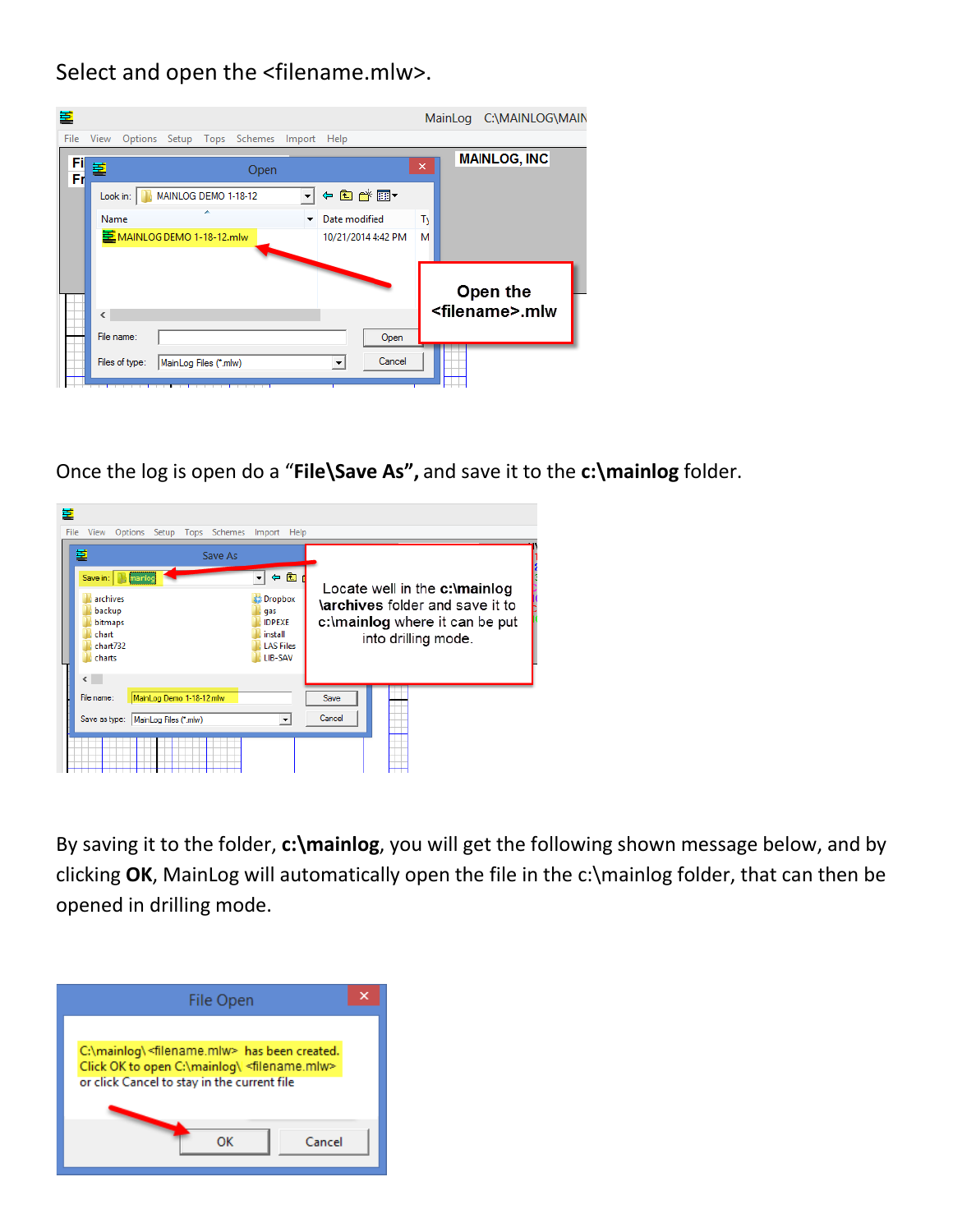Select and open the <filename.mlw>.

Once the log is open do a "**File\Save As",** and save it to the **c:\mainlog** folder.

By saving it to the folder, **c:\mainlog**, you will get the following shown message below, and by clicking **OK**, MainLog will automatically open the file in the c:\mainlog folder, that can then be opened in drilling mode.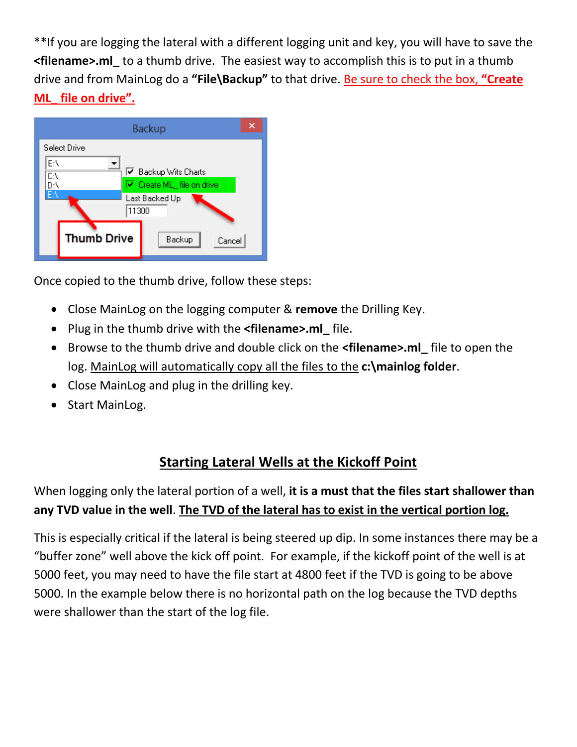**If you are logging the lateral with a different logging unit and key, you will have to save the **<filename>.ml_** to a thumb drive.  The easiest way to accomplish this is to put in a thumb drive and from MainLog do a **"File\Backup"** to that drive. Be sure to check the box, **"Create ML_ file on drive".**

Once copied to the thumb drive, follow these steps:

- Close MainLog on the logging computer & **remove** the Drilling Key.
- Plug in the thumb drive with the **<filename>.ml_** file.
- Browse to the thumb drive and double click on the **<filename>.ml_** file to open the log. MainLog will automatically copy all the files to the **c:\mainlog folder**.
- Close MainLog and plug in the drilling key.
- Start MainLog.

## Starting Lateral Wells at the Kickoff Point

When logging only the lateral portion of a well, **it is a must that the files start shallower than any TVD value in the well**. **The TVD of the lateral has to exist in the vertical portion log.**

This is especially critical if the lateral is being steered up dip. In some instances there may be a "buffer zone" well above the kick off point.  For example, if the kickoff point of the well is at 5000 feet, you may need to have the file start at 4800 feet if the TVD is going to be above 5000. In the example below there is no horizontal path on the log because the TVD depths were shallower than the start of the log file.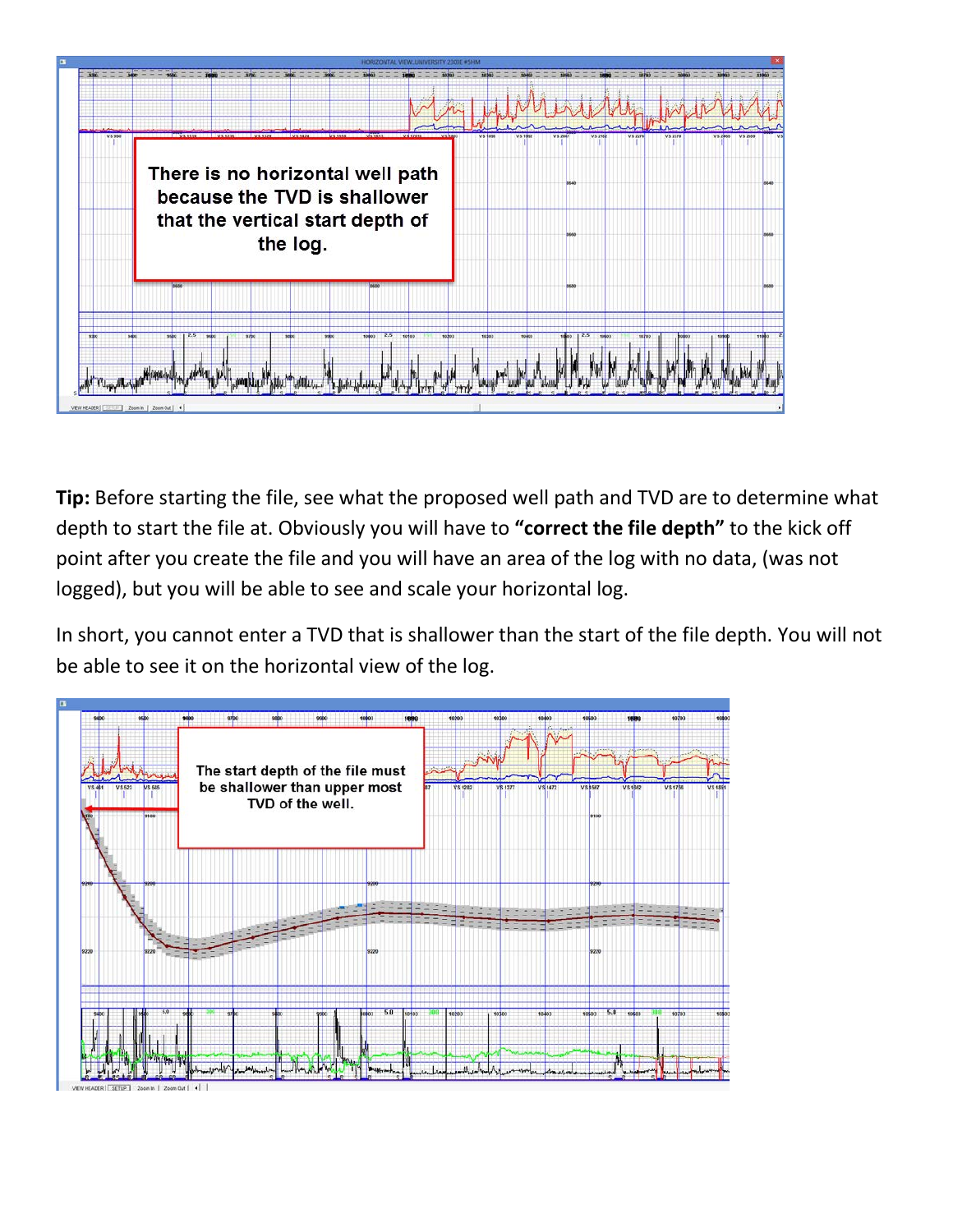There is no horizontal well path because the TVD is shallower that the vertical start depth of the log.

**Tip:** Before starting the file, see what the proposed well path and TVD are to determine what depth to start the file at. Obviously you will have to **"correct the file depth"** to the kick off point after you create the file and you will have an area of the log with no data, (was not logged), but you will be able to see and scale your horizontal log.

In short, you cannot enter a TVD that is shallower than the start of the file depth. You will not be able to see it on the horizontal view of the log.

The start depth of the file must be shallower than upper most TVD of the well.